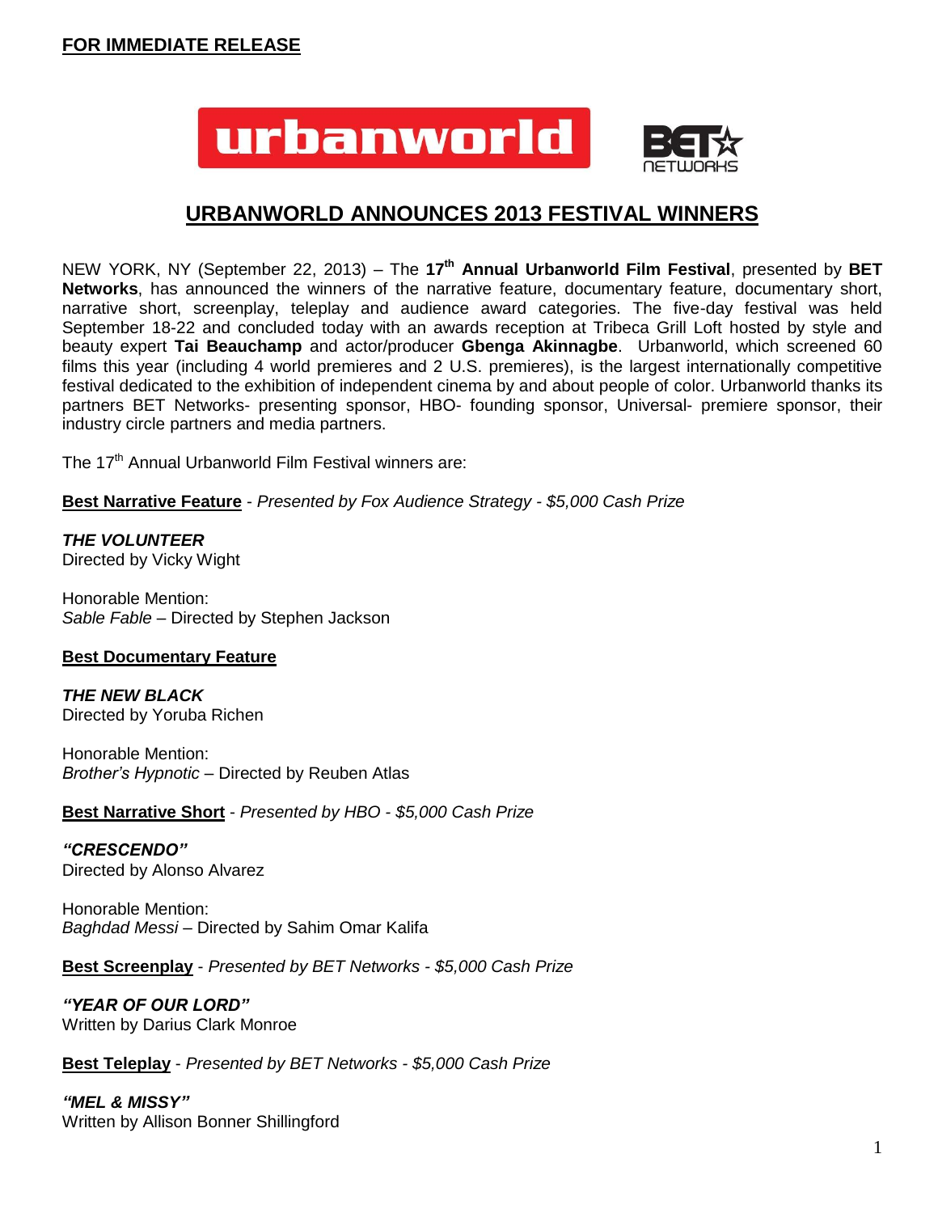**FOR IMMEDIATE RELEASE**

# URBANWORLD ANNOUNCES 2013 FESTIVAL WINNERS

NEW YORK, NY (September 22, 2013) – The **17th Annual Urbanworld Film Festival**, presented by **BET Networks**, has announced the winners of the narrative feature, documentary feature, documentary short, narrative short, screenplay, teleplay and audience award categories. The five-day festival was held September 18-22 and concluded today with an awards reception at Tribeca Grill Loft hosted by style and beauty expert **Tai Beauchamp** and actor/producer **Gbenga Akinnagbe**. Urbanworld, which screened 60 films this year (including 4 world premieres and 2 U.S. premieres), is the largest internationally competitive festival dedicated to the exhibition of independent cinema by and about people of color. Urbanworld thanks its partners BET Networks- presenting sponsor, HBO- founding sponsor, Universal- premiere sponsor, their industry circle partners and media partners.

The 17th Annual Urbanworld Film Festival winners are:

**Best Narrative Feature** - *Presented by Fox Audience Strategy - $5,000 Cash Prize*

***THE VOLUNTEER***
Directed by Vicky Wight

Honorable Mention:
*Sable Fable* – Directed by Stephen Jackson

**Best Documentary Feature**

***THE NEW BLACK***
Directed by Yoruba Richen

Honorable Mention:
*Brother's Hypnotic* – Directed by Reuben Atlas

**Best Narrative Short** - *Presented by HBO - $5,000 Cash Prize*

***"CRESCENDO"***
Directed by Alonso Alvarez

Honorable Mention:
*Baghdad Messi* – Directed by Sahim Omar Kalifa

**Best Screenplay** - *Presented by BET Networks - $5,000 Cash Prize*

***"YEAR OF OUR LORD"***
Written by Darius Clark Monroe

**Best Teleplay** - *Presented by BET Networks - $5,000 Cash Prize*

***"MEL & MISSY"***
Written by Allison Bonner Shillingford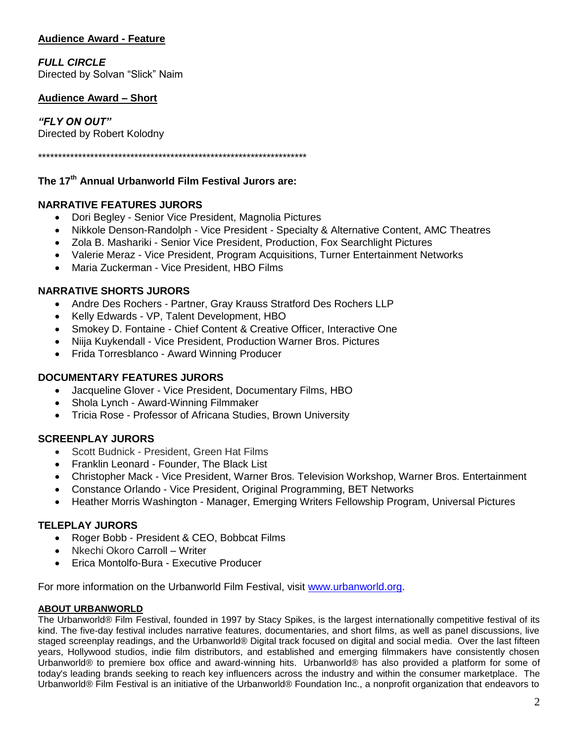**Audience Award - Feature**

***FULL CIRCLE***
Directed by Solvan "Slick" Naim

**Audience Award – Short**

***"FLY ON OUT"***
Directed by Robert Kolodny

*********************************************************************

**The 17th Annual Urbanworld Film Festival Jurors are:**

**NARRATIVE FEATURES JURORS**

- Dori Begley - Senior Vice President, Magnolia Pictures
- Nikkole Denson-Randolph - Vice President - Specialty & Alternative Content, AMC Theatres
- Zola B. Mashariki - Senior Vice President, Production, Fox Searchlight Pictures
- Valerie Meraz - Vice President, Program Acquisitions, Turner Entertainment Networks
- Maria Zuckerman - Vice President, HBO Films

**NARRATIVE SHORTS JURORS**

- Andre Des Rochers - Partner, Gray Krauss Stratford Des Rochers LLP
- Kelly Edwards - VP, Talent Development, HBO
- Smokey D. Fontaine - Chief Content & Creative Officer, Interactive One
- Niija Kuykendall - Vice President, Production Warner Bros. Pictures
- Frida Torresblanco - Award Winning Producer

**DOCUMENTARY FEATURES JURORS**

- Jacqueline Glover - Vice President, Documentary Films, HBO
- Shola Lynch - Award-Winning Filmmaker
- Tricia Rose - Professor of Africana Studies, Brown University

**SCREENPLAY JURORS**

- Scott Budnick - President, Green Hat Films
- Franklin Leonard - Founder, The Black List
- Christopher Mack - Vice President, Warner Bros. Television Workshop, Warner Bros. Entertainment
- Constance Orlando - Vice President, Original Programming, BET Networks
- Heather Morris Washington - Manager, Emerging Writers Fellowship Program, Universal Pictures

**TELEPLAY JURORS**

- Roger Bobb - President & CEO, Bobbcat Films
- Nkechi Okoro Carroll – Writer
- Erica Montolfo-Bura - Executive Producer

For more information on the Urbanworld Film Festival, visit www.urbanworld.org.

**ABOUT URBANWORLD**

The Urbanworld® Film Festival, founded in 1997 by Stacy Spikes, is the largest internationally competitive festival of its kind. The five-day festival includes narrative features, documentaries, and short films, as well as panel discussions, live staged screenplay readings, and the Urbanworld® Digital track focused on digital and social media. Over the last fifteen years, Hollywood studios, indie film distributors, and established and emerging filmmakers have consistently chosen Urbanworld® to premiere box office and award-winning hits. Urbanworld® has also provided a platform for some of today's leading brands seeking to reach key influencers across the industry and within the consumer marketplace. The Urbanworld® Film Festival is an initiative of the Urbanworld® Foundation Inc., a nonprofit organization that endeavors to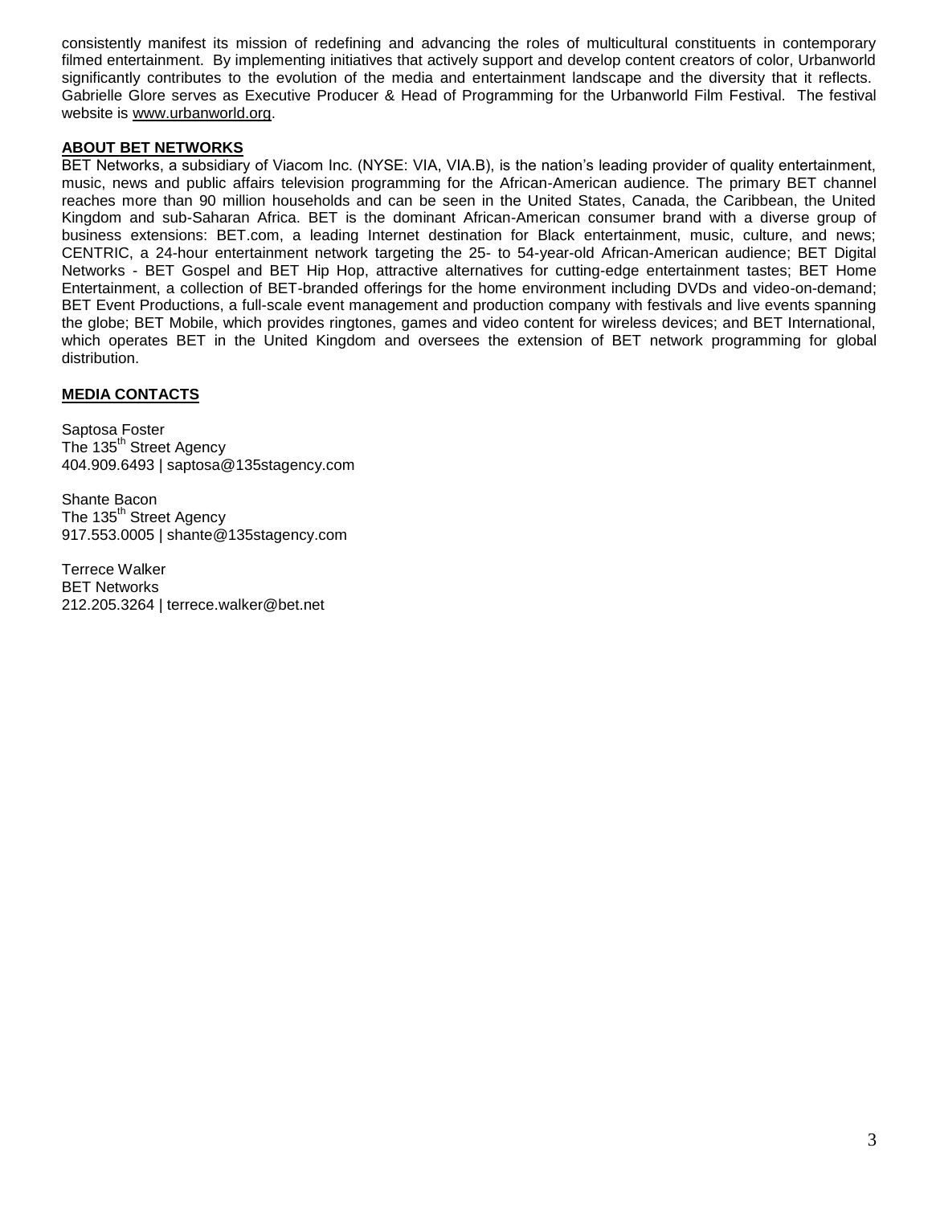consistently manifest its mission of redefining and advancing the roles of multicultural constituents in contemporary filmed entertainment. By implementing initiatives that actively support and develop content creators of color, Urbanworld significantly contributes to the evolution of the media and entertainment landscape and the diversity that it reflects. Gabrielle Glore serves as Executive Producer & Head of Programming for the Urbanworld Film Festival. The festival website is www.urbanworld.org.

## ABOUT BET NETWORKS

BET Networks, a subsidiary of Viacom Inc. (NYSE: VIA, VIA.B), is the nation's leading provider of quality entertainment, music, news and public affairs television programming for the African-American audience. The primary BET channel reaches more than 90 million households and can be seen in the United States, Canada, the Caribbean, the United Kingdom and sub-Saharan Africa. BET is the dominant African-American consumer brand with a diverse group of business extensions: BET.com, a leading Internet destination for Black entertainment, music, culture, and news; CENTRIC, a 24-hour entertainment network targeting the 25- to 54-year-old African-American audience; BET Digital Networks - BET Gospel and BET Hip Hop, attractive alternatives for cutting-edge entertainment tastes; BET Home Entertainment, a collection of BET-branded offerings for the home environment including DVDs and video-on-demand; BET Event Productions, a full-scale event management and production company with festivals and live events spanning the globe; BET Mobile, which provides ringtones, games and video content for wireless devices; and BET International, which operates BET in the United Kingdom and oversees the extension of BET network programming for global distribution.

## MEDIA CONTACTS

Saptosa Foster
The 135th Street Agency
404.909.6493 | saptosa@135stagency.com

Shante Bacon
The 135th Street Agency
917.553.0005 | shante@135stagency.com

Terrece Walker
BET Networks
212.205.3264 | terrece.walker@bet.net